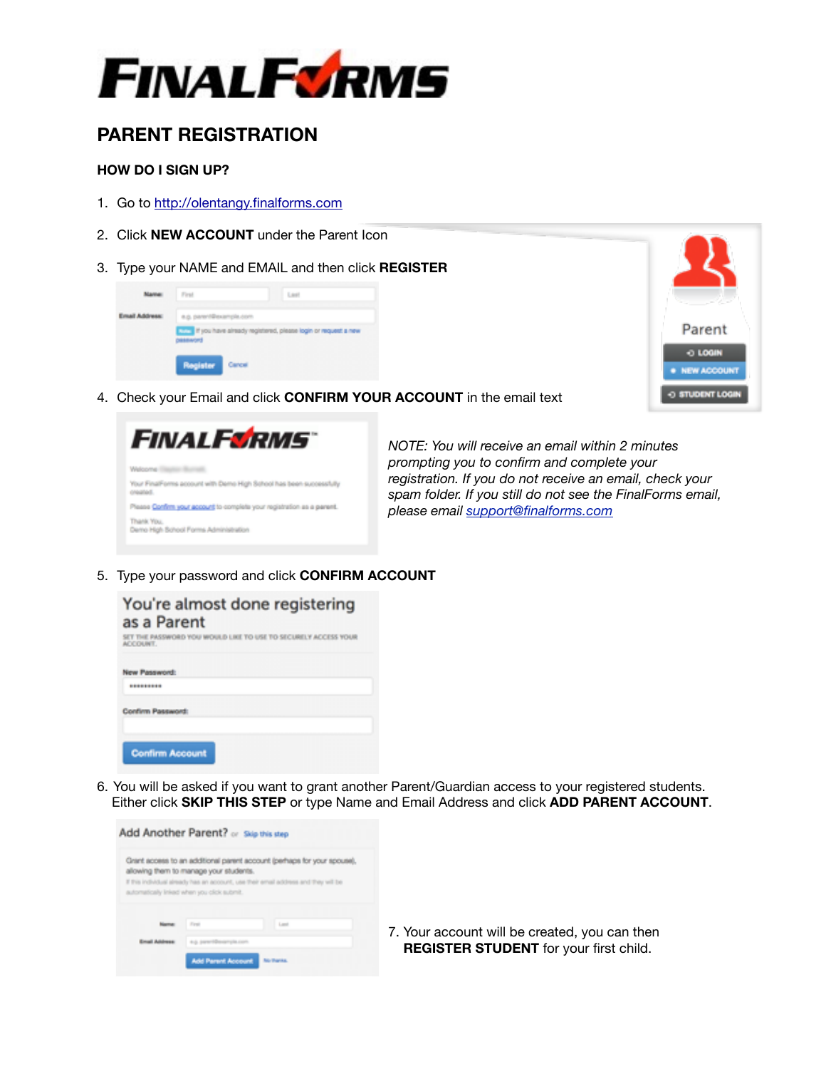# FINALFORMS

## PARENT REGISTRATION

### HOW DO I SIGN UP?

1. Go to [http://olentangy.finalforms.com](http://olentangy.finalforms.com)
2. Click **NEW ACCOUNT** under the Parent Icon
3. Type your NAME and EMAIL and then click **REGISTER**
4. Check your Email and click **CONFIRM YOUR ACCOUNT** in the email text

*NOTE: You will receive an email within 2 minutes prompting you to confirm and complete your registration. If you do not receive an email, check your spam folder. If you still do not see the FinalForms email, please email [support@finalforms.com](mailto:support@finalforms.com)*

5. Type your password and click **CONFIRM ACCOUNT**
6. You will be asked if you want to grant another Parent/Guardian access to your registered students. Either click **SKIP THIS STEP** or type Name and Email Address and click **ADD PARENT ACCOUNT**.
7. Your account will be created, you can then **REGISTER STUDENT** for your first child.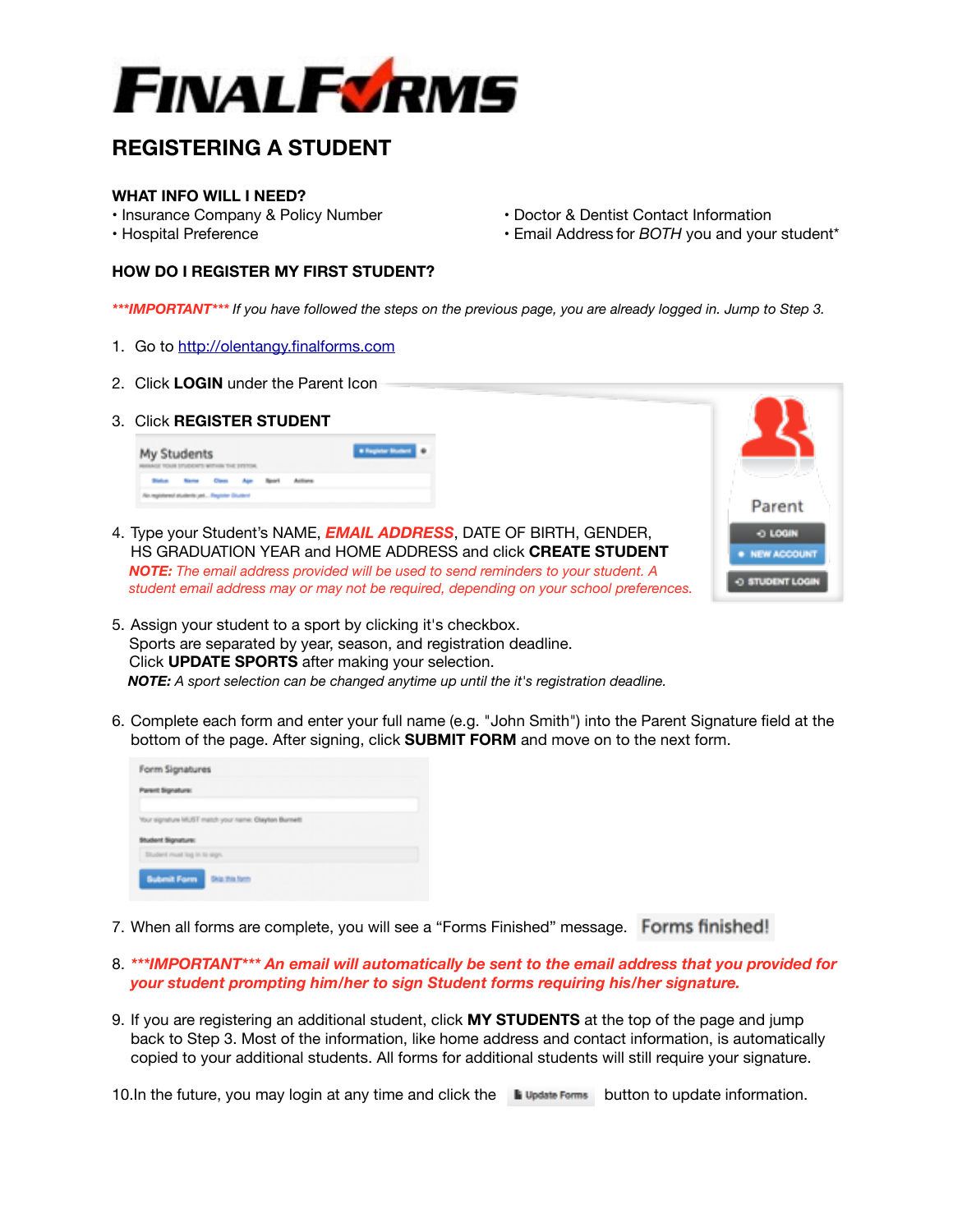# FINALFORMS

## REGISTERING A STUDENT

### WHAT INFO WILL I NEED?

- Insurance Company & Policy Number
- Hospital Preference
- Doctor & Dentist Contact Information
- Email Address for *BOTH* you and your student*

### HOW DO I REGISTER MY FIRST STUDENT?

***\*\*\*IMPORTANT\*\*\**** *If you have followed the steps on the previous page, you are already logged in. Jump to Step 3.*

1. Go to http://olentangy.finalforms.com
2. Click **LOGIN** under the Parent Icon
3. Click **REGISTER STUDENT**
4. Type your Student's NAME, ***EMAIL ADDRESS***, DATE OF BIRTH, GENDER, HS GRADUATION YEAR and HOME ADDRESS and click **CREATE STUDENT**
   ***NOTE:*** *The email address provided will be used to send reminders to your student. A student email address may or may not be required, depending on your school preferences.*
5. Assign your student to a sport by clicking it's checkbox.
   Sports are separated by year, season, and registration deadline.
   Click **UPDATE SPORTS** after making your selection.
   ***NOTE:*** *A sport selection can be changed anytime up until the it's registration deadline.*
6. Complete each form and enter your full name (e.g. "John Smith") into the Parent Signature field at the bottom of the page. After signing, click **SUBMIT FORM** and move on to the next form.
7. When all forms are complete, you will see a "Forms Finished" message. Forms finished!
8. ***\*\*\*IMPORTANT\*\*\* An email will automatically be sent to the email address that you provided for your student prompting him/her to sign Student forms requiring his/her signature.***
9. If you are registering an additional student, click **MY STUDENTS** at the top of the page and jump back to Step 3. Most of the information, like home address and contact information, is automatically copied to your additional students. All forms for additional students will still require your signature.
10. In the future, you may login at any time and click the Update Forms button to update information.